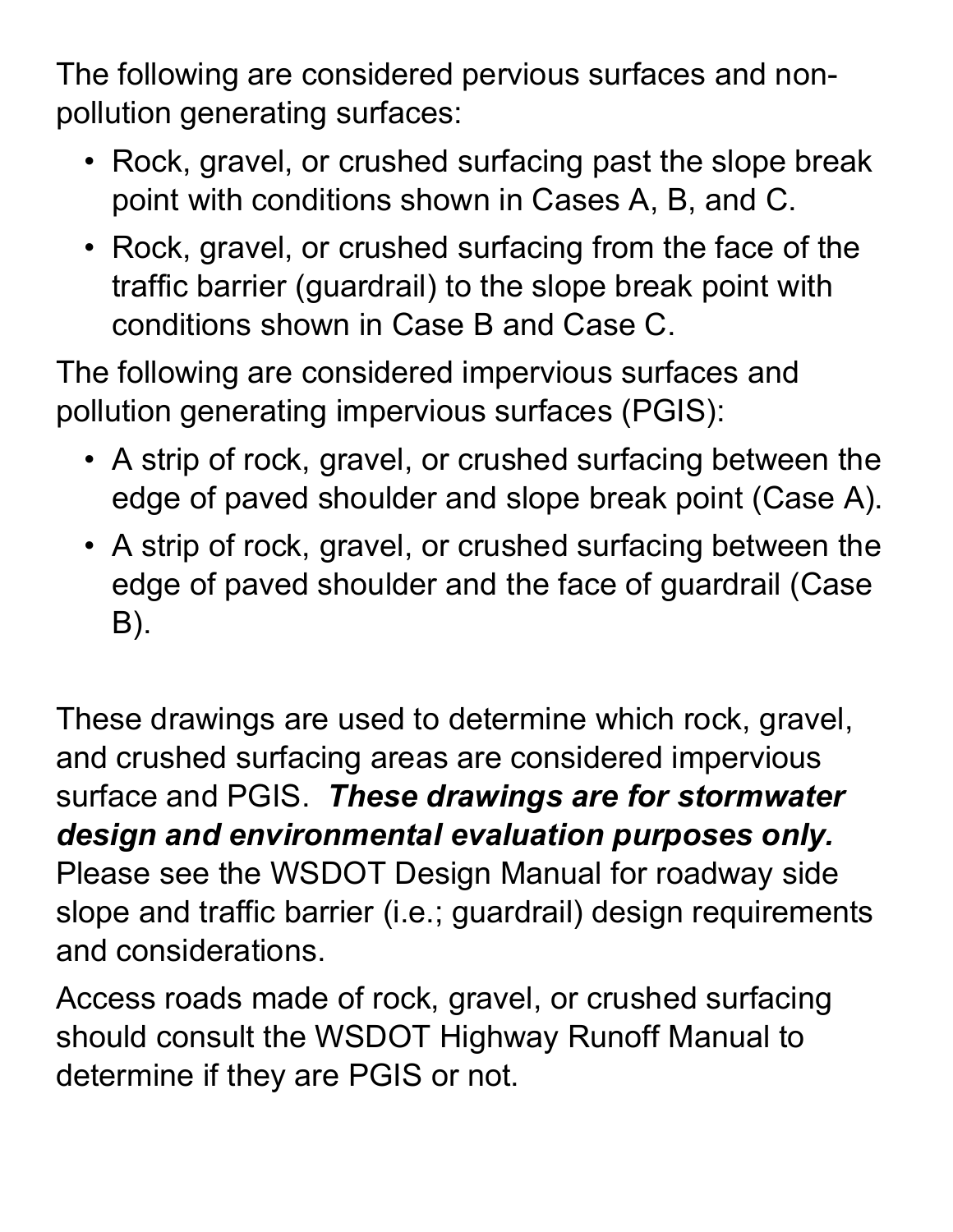The following are considered pervious surfaces and non-pollution generating surfaces:

- Rock, gravel, or crushed surfacing past the slope break point with conditions shown in Cases A, B, and C.
- Rock, gravel, or crushed surfacing from the face of the traffic barrier (guardrail) to the slope break point with conditions shown in Case B and Case C.

The following are considered impervious surfaces and pollution generating impervious surfaces (PGIS):

- A strip of rock, gravel, or crushed surfacing between the edge of paved shoulder and slope break point (Case A).
- A strip of rock, gravel, or crushed surfacing between the edge of paved shoulder and the face of guardrail (Case B).

These drawings are used to determine which rock, gravel, and crushed surfacing areas are considered impervious surface and PGIS. ***These drawings are for stormwater design and environmental evaluation purposes only.*** Please see the WSDOT Design Manual for roadway side slope and traffic barrier (i.e.; guardrail) design requirements and considerations.

Access roads made of rock, gravel, or crushed surfacing should consult the WSDOT Highway Runoff Manual to determine if they are PGIS or not.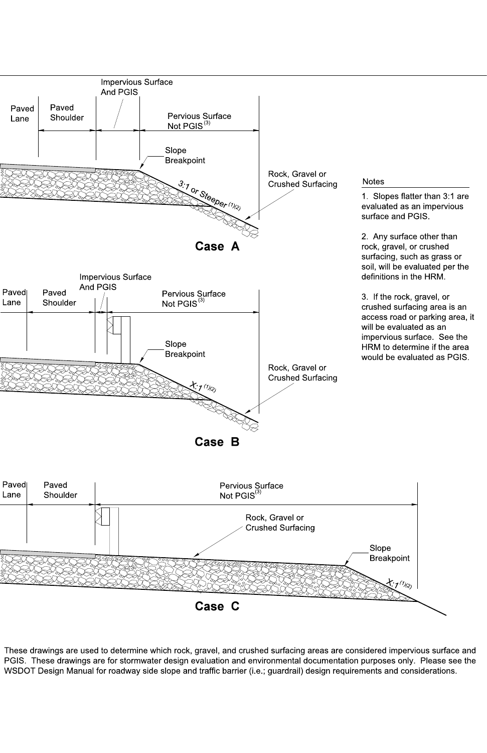Paved Lane

Paved Shoulder

Impervious Surface And PGIS

Pervious Surface Not PGIS [3]

Slope Breakpoint

3:1 or Steeper [1][2]

Rock, Gravel or Crushed Surfacing

**Case A**

Paved Lane

Paved Shoulder

Impervious Surface And PGIS

Pervious Surface Not PGIS [3]

Slope Breakpoint

X:1 [1][2]

Rock, Gravel or Crushed Surfacing

**Case B**

Paved Lane

Paved Shoulder

Pervious Surface Not PGIS [3]

Rock, Gravel or Crushed Surfacing

Slope Breakpoint

X:1 [1][2]

**Case C**

Notes

1. Slopes flatter than 3:1 are evaluated as an impervious surface and PGIS.
2. Any surface other than rock, gravel, or crushed surfacing, such as grass or soil, will be evaluated per the definitions in the HRM.
3. If the rock, gravel, or crushed surfacing area is an access road or parking area, it will be evaluated as an impervious surface. See the HRM to determine if the area would be evaluated as PGIS.

These drawings are used to determine which rock, gravel, and crushed surfacing areas are considered impervious surface and PGIS. These drawings are for stormwater design evaluation and environmental documentation purposes only. Please see the WSDOT Design Manual for roadway side slope and traffic barrier (i.e.; guardrail) design requirements and considerations.